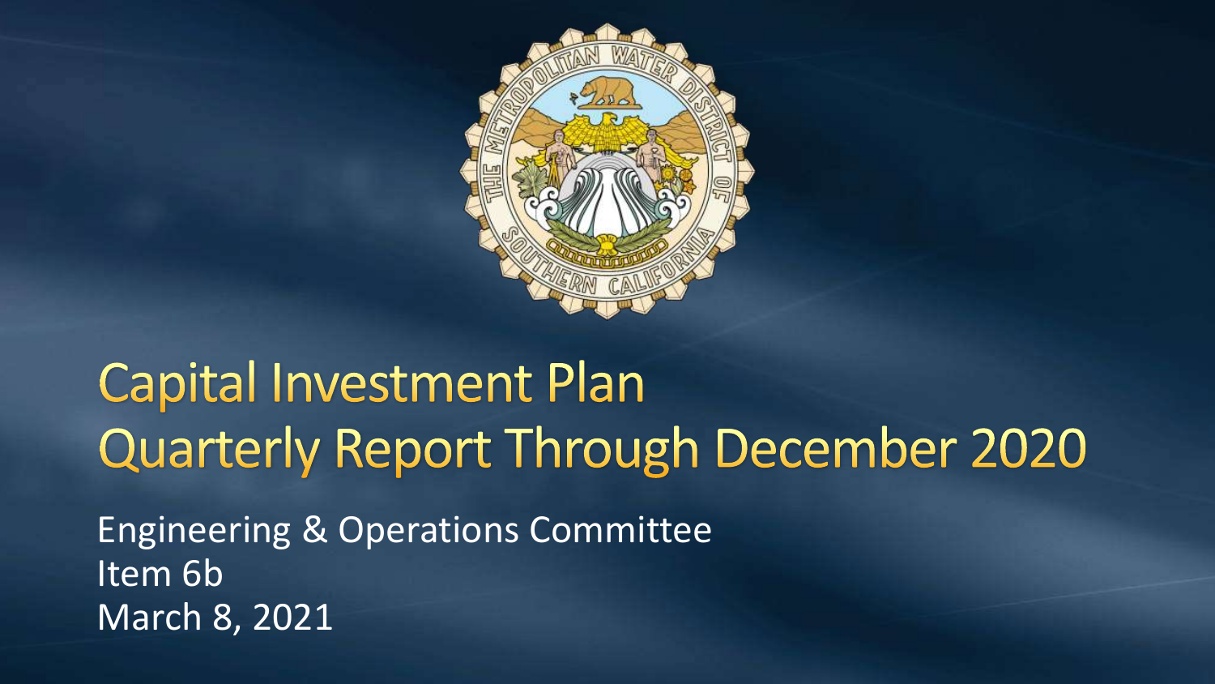# Capital Investment Plan Quarterly Report Through December 2020

Engineering & Operations Committee
Item 6b
March 8, 2021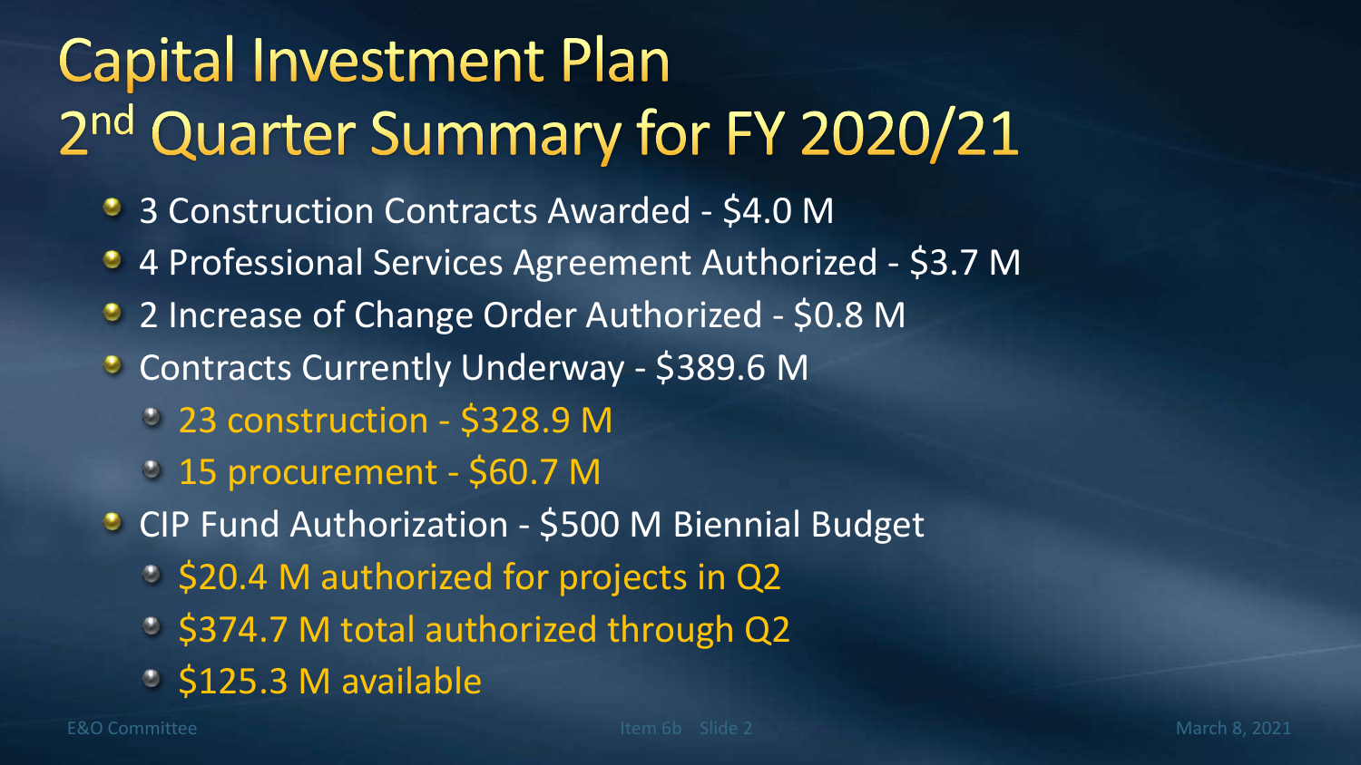# Capital Investment Plan 2nd Quarter Summary for FY 2020/21

- 3 Construction Contracts Awarded - $4.0 M
- 4 Professional Services Agreement Authorized - $3.7 M
- 2 Increase of Change Order Authorized - $0.8 M
- Contracts Currently Underway - $389.6 M
  - 23 construction - $328.9 M
  - 15 procurement - $60.7 M
- CIP Fund Authorization - $500 M Biennial Budget
  - $20.4 M authorized for projects in Q2
  - $374.7 M total authorized through Q2
  - $125.3 M available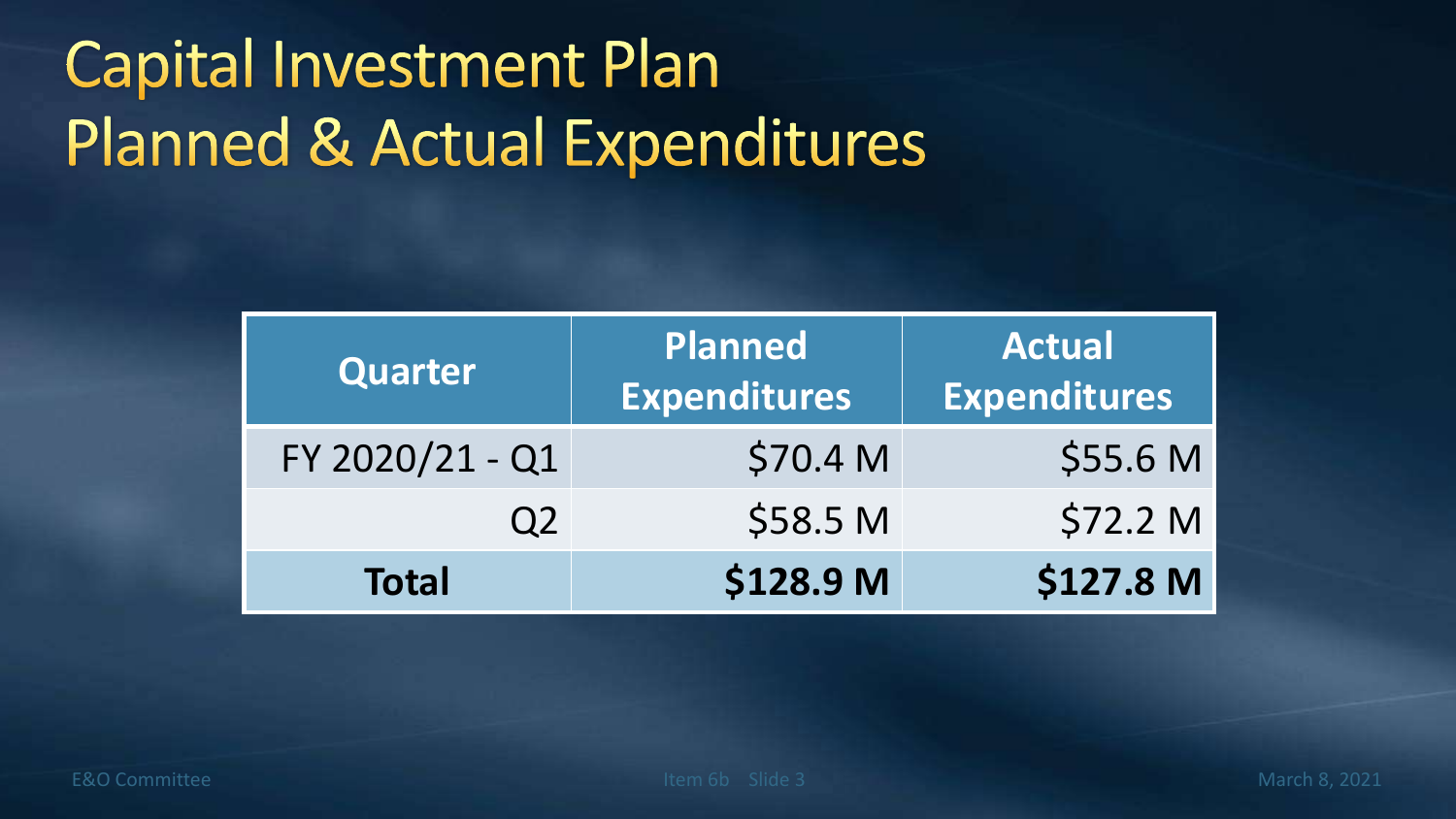# Capital Investment Plan
# Planned & Actual Expenditures

| Quarter | Planned Expenditures | Actual Expenditures |
| --- | --- | --- |
| FY 2020/21 - Q1 | $70.4 M | $55.6 M |
| Q2 | $58.5 M | $72.2 M |
| **Total** | **$128.9 M** | **$127.8 M** |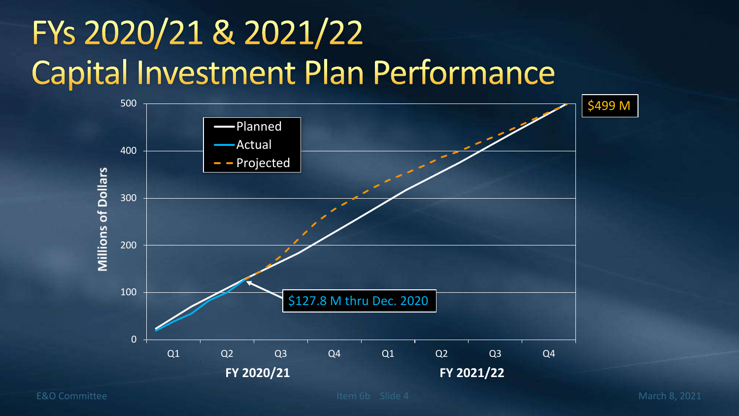# FYs 2020/21 & 2021/22 Capital Investment Plan Performance

Millions of Dollars

500
400
300
200
100
0

Planned
Actual
Projected

$499 M

$127.8 M thru Dec. 2020

Q1 Q2 Q3 Q4 Q1 Q2 Q3 Q4

FY 2020/21

FY 2021/22

E&O Committee

Item 6b Slide 4

March 8, 2021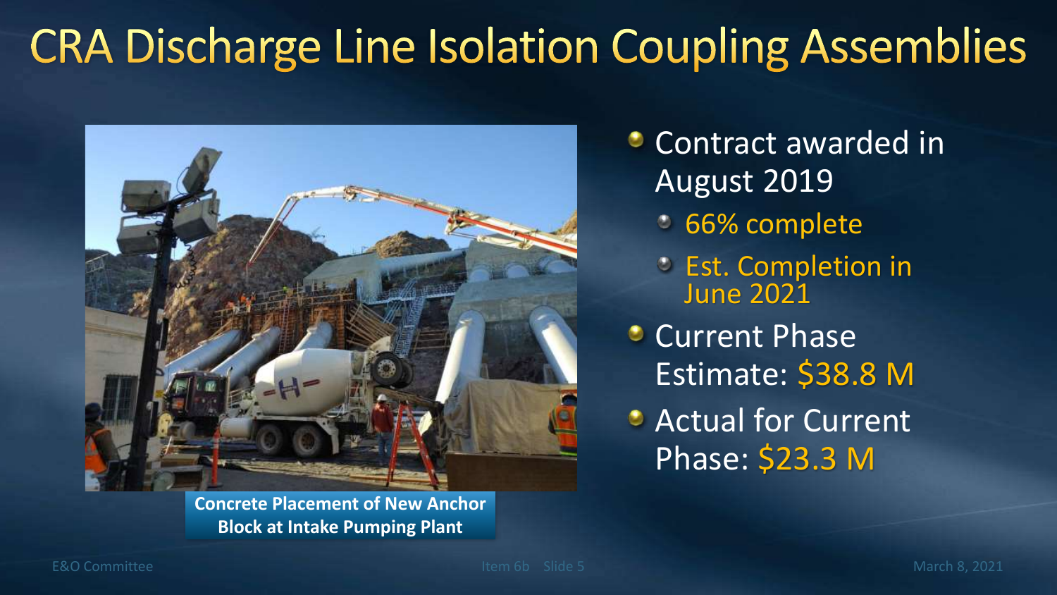# CRA Discharge Line Isolation Coupling Assemblies

Concrete Placement of New Anchor Block at Intake Pumping Plant

- Contract awarded in August 2019
  - 66% complete
  - Est. Completion in June 2021
- Current Phase Estimate: $38.8 M
- Actual for Current Phase: $23.3 M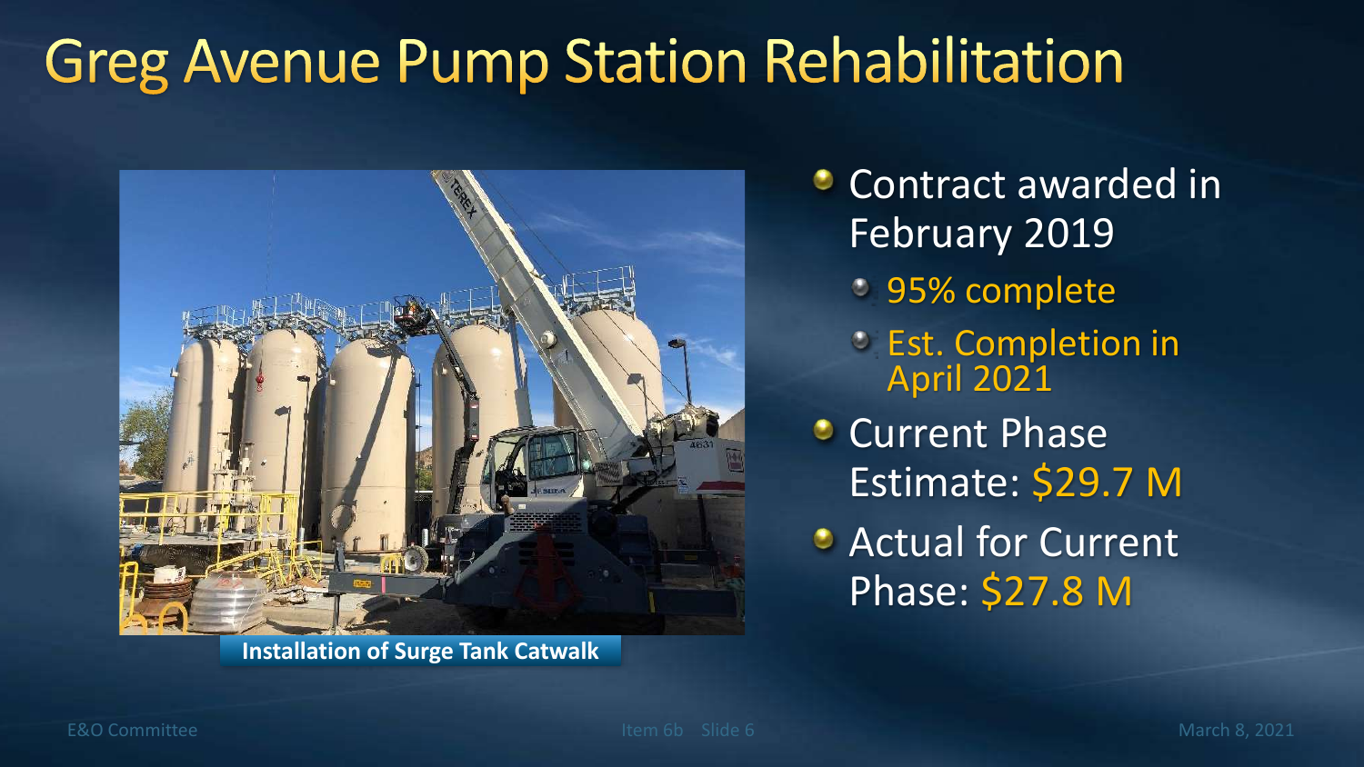# Greg Avenue Pump Station Rehabilitation

Installation of Surge Tank Catwalk

- Contract awarded in February 2019
  - 95% complete
  - Est. Completion in April 2021
- Current Phase Estimate: $29.7 M
- Actual for Current Phase: $27.8 M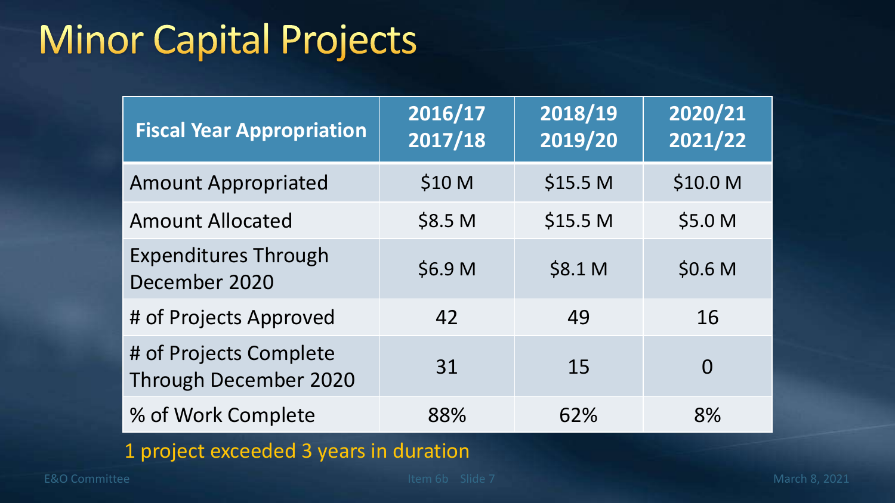# Minor Capital Projects

| Fiscal Year Appropriation | 2016/17 2017/18 | 2018/19 2019/20 | 2020/21 2021/22 |
|---|---|---|---|
| Amount Appropriated | $10 M | $15.5 M | $10.0 M |
| Amount Allocated | $8.5 M | $15.5 M | $5.0 M |
| Expenditures Through December 2020 | $6.9 M | $8.1 M | $0.6 M |
| # of Projects Approved | 42 | 49 | 16 |
| # of Projects Complete Through December 2020 | 31 | 15 | 0 |
| % of Work Complete | 88% | 62% | 8% |

1 project exceeded 3 years in duration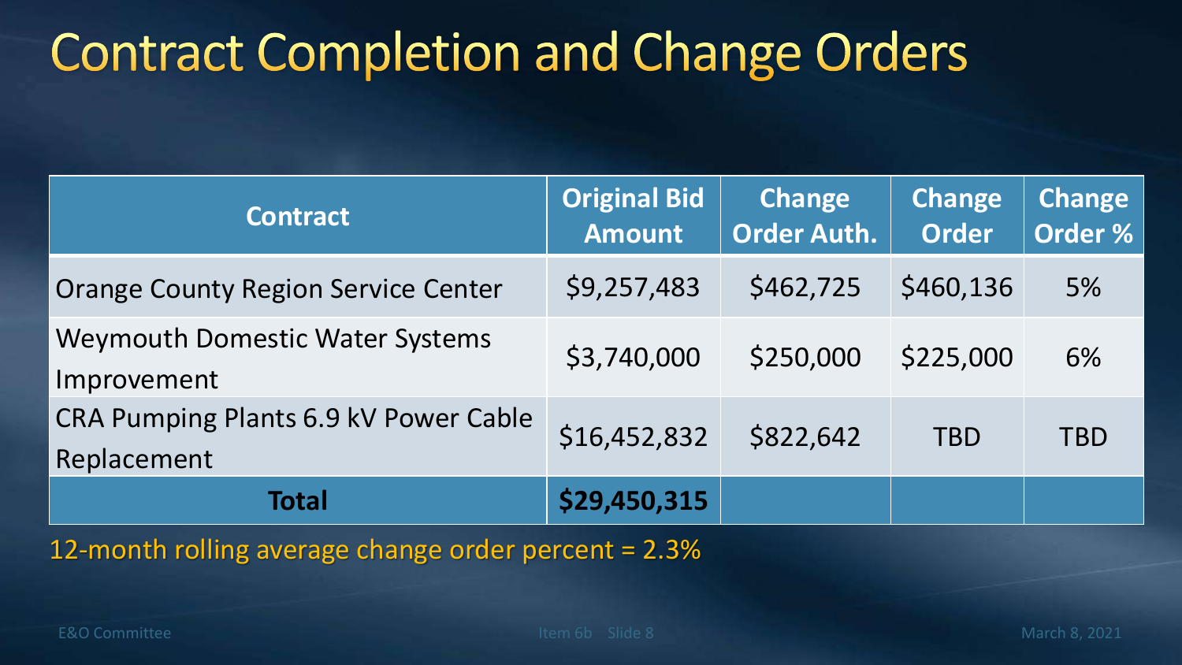# Contract Completion and Change Orders

| Contract | Original Bid Amount | Change Order Auth. | Change Order | Change Order % |
|---|---|---|---|---|
| Orange County Region Service Center | $9,257,483 | $462,725 | $460,136 | 5% |
| Weymouth Domestic Water Systems Improvement | $3,740,000 | $250,000 | $225,000 | 6% |
| CRA Pumping Plants 6.9 kV Power Cable Replacement | $16,452,832 | $822,642 | TBD | TBD |
| **Total** | **$29,450,315** | | | |

12-month rolling average change order percent = 2.3%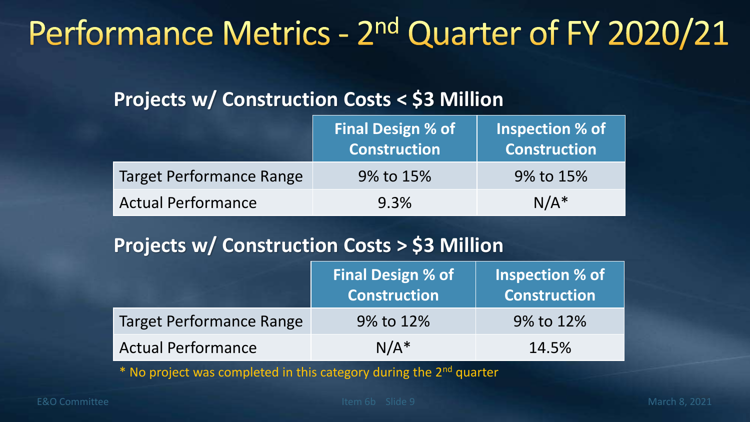# Performance Metrics - 2nd Quarter of FY 2020/21

### Projects w/ Construction Costs < $3 Million

| | Final Design % of Construction | Inspection % of Construction |
|---|---|---|
| Target Performance Range | 9% to 15% | 9% to 15% |
| Actual Performance | 9.3% | N/A* |

### Projects w/ Construction Costs > $3 Million

| | Final Design % of Construction | Inspection % of Construction |
|---|---|---|
| Target Performance Range | 9% to 12% | 9% to 12% |
| Actual Performance | N/A* | 14.5% |

* No project was completed in this category during the 2nd quarter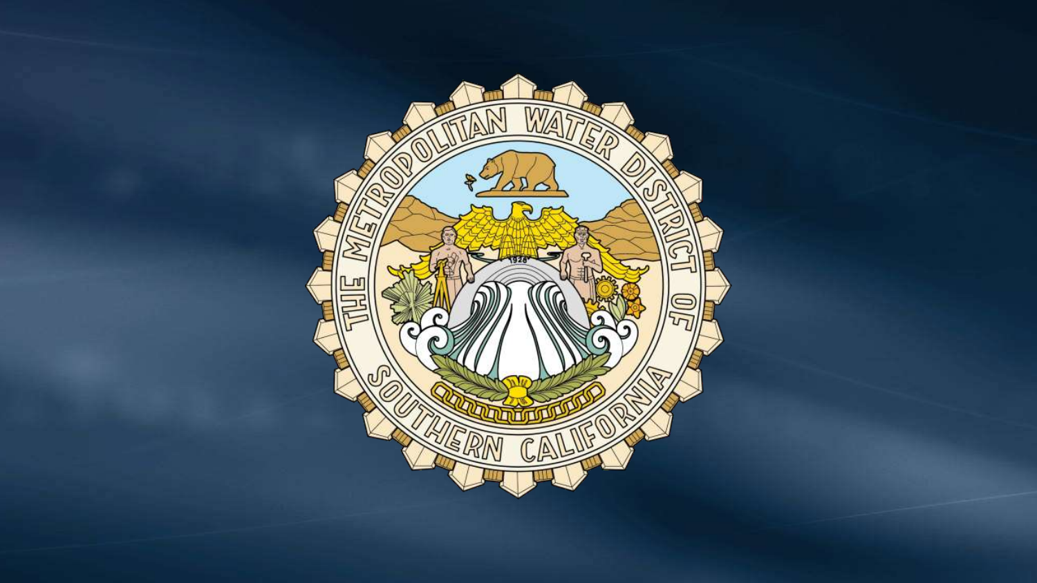THE METROPOLITAN WATER DISTRICT OF SOUTHERN CALIFORNIA

1928